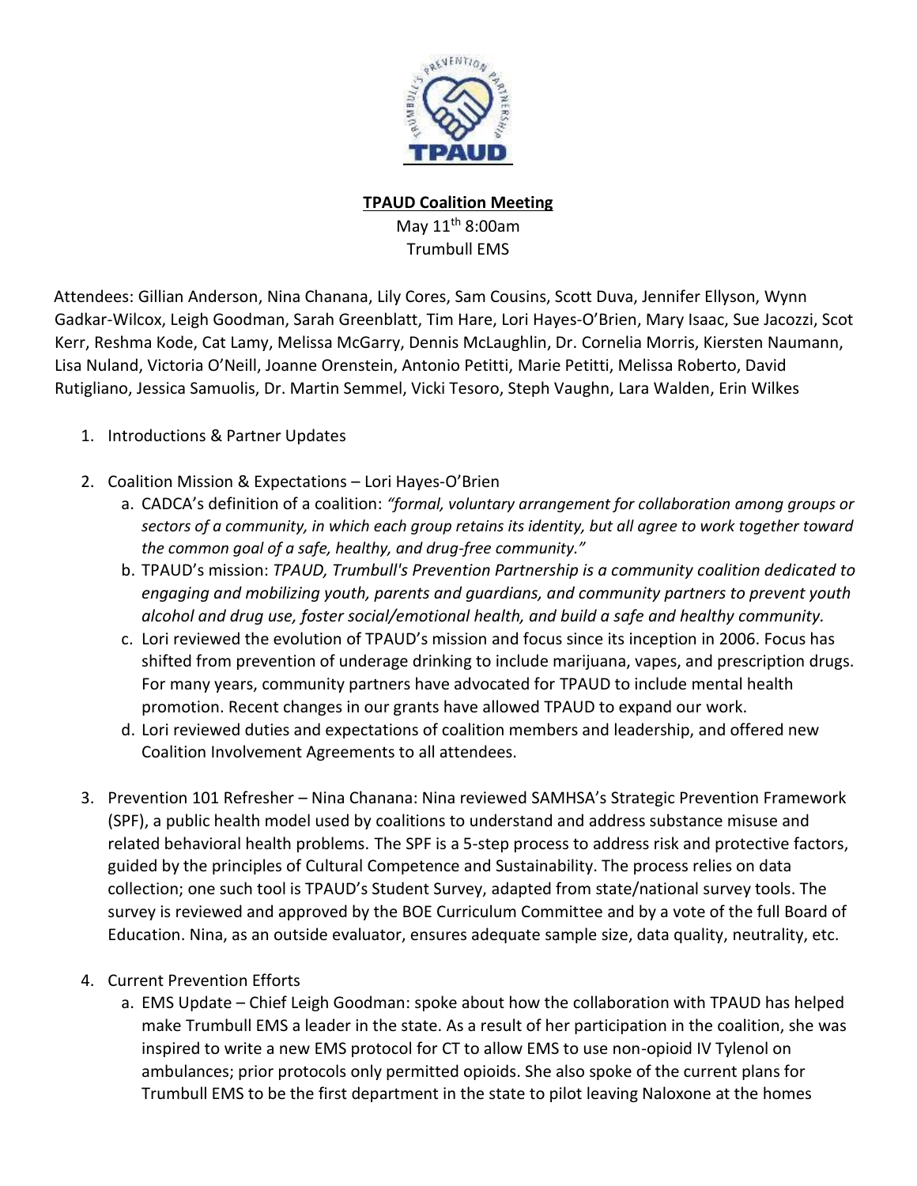**TPAUD Coalition Meeting**

May 11th 8:00am

Trumbull EMS

Attendees: Gillian Anderson, Nina Chanana, Lily Cores, Sam Cousins, Scott Duva, Jennifer Ellyson, Wynn Gadkar-Wilcox, Leigh Goodman, Sarah Greenblatt, Tim Hare, Lori Hayes-O'Brien, Mary Isaac, Sue Jacozzi, Scot Kerr, Reshma Kode, Cat Lamy, Melissa McGarry, Dennis McLaughlin, Dr. Cornelia Morris, Kiersten Naumann, Lisa Nuland, Victoria O'Neill, Joanne Orenstein, Antonio Petitti, Marie Petitti, Melissa Roberto, David Rutigliano, Jessica Samuolis, Dr. Martin Semmel, Vicki Tesoro, Steph Vaughn, Lara Walden, Erin Wilkes

1. Introductions & Partner Updates

2. Coalition Mission & Expectations – Lori Hayes-O'Brien
   a. CADCA's definition of a coalition: *"formal, voluntary arrangement for collaboration among groups or sectors of a community, in which each group retains its identity, but all agree to work together toward the common goal of a safe, healthy, and drug-free community."*
   b. TPAUD's mission: *TPAUD, Trumbull's Prevention Partnership is a community coalition dedicated to engaging and mobilizing youth, parents and guardians, and community partners to prevent youth alcohol and drug use, foster social/emotional health, and build a safe and healthy community.*
   c. Lori reviewed the evolution of TPAUD's mission and focus since its inception in 2006. Focus has shifted from prevention of underage drinking to include marijuana, vapes, and prescription drugs. For many years, community partners have advocated for TPAUD to include mental health promotion. Recent changes in our grants have allowed TPAUD to expand our work.
   d. Lori reviewed duties and expectations of coalition members and leadership, and offered new Coalition Involvement Agreements to all attendees.

3. Prevention 101 Refresher – Nina Chanana: Nina reviewed SAMHSA's Strategic Prevention Framework (SPF), a public health model used by coalitions to understand and address substance misuse and related behavioral health problems. The SPF is a 5-step process to address risk and protective factors, guided by the principles of Cultural Competence and Sustainability. The process relies on data collection; one such tool is TPAUD's Student Survey, adapted from state/national survey tools. The survey is reviewed and approved by the BOE Curriculum Committee and by a vote of the full Board of Education. Nina, as an outside evaluator, ensures adequate sample size, data quality, neutrality, etc.

4. Current Prevention Efforts
   a. EMS Update – Chief Leigh Goodman: spoke about how the collaboration with TPAUD has helped make Trumbull EMS a leader in the state. As a result of her participation in the coalition, she was inspired to write a new EMS protocol for CT to allow EMS to use non-opioid IV Tylenol on ambulances; prior protocols only permitted opioids. She also spoke of the current plans for Trumbull EMS to be the first department in the state to pilot leaving Naloxone at the homes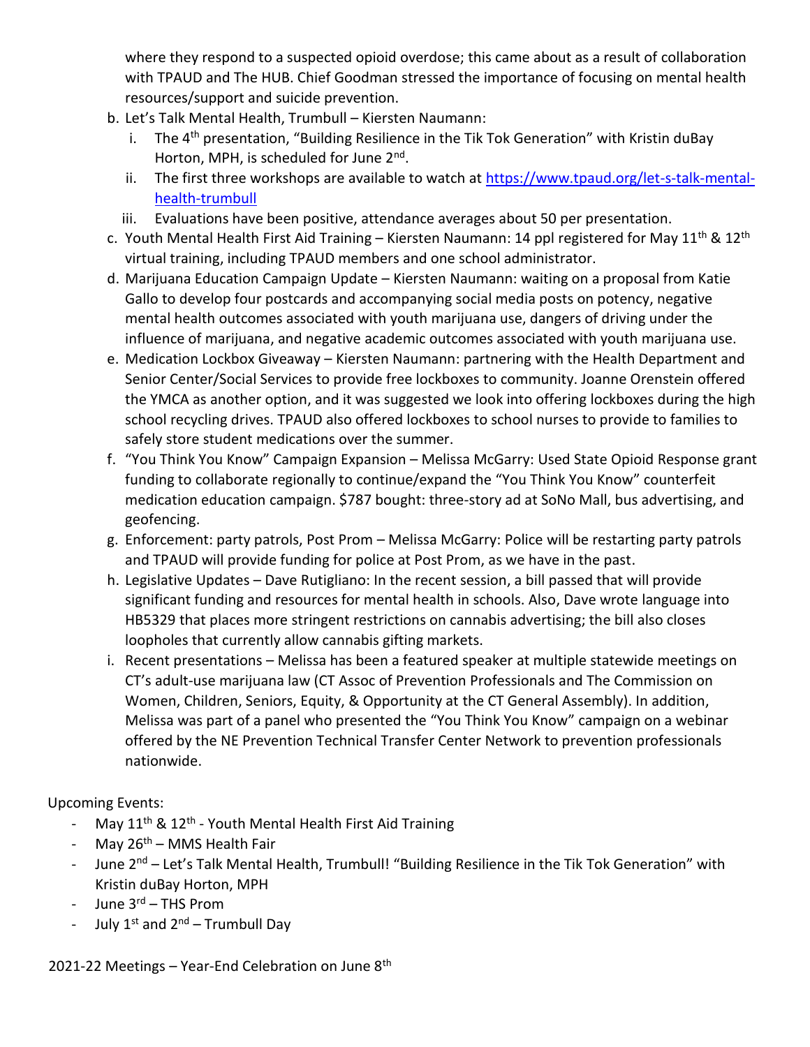where they respond to a suspected opioid overdose; this came about as a result of collaboration with TPAUD and The HUB. Chief Goodman stressed the importance of focusing on mental health resources/support and suicide prevention.

b. Let's Talk Mental Health, Trumbull – Kiersten Naumann:
   i. The 4th presentation, "Building Resilience in the Tik Tok Generation" with Kristin duBay Horton, MPH, is scheduled for June 2nd.
   ii. The first three workshops are available to watch at [https://www.tpaud.org/let-s-talk-mental-health-trumbull](https://www.tpaud.org/let-s-talk-mental-health-trumbull)
   iii. Evaluations have been positive, attendance averages about 50 per presentation.

c. Youth Mental Health First Aid Training – Kiersten Naumann: 14 ppl registered for May 11th & 12th virtual training, including TPAUD members and one school administrator.

d. Marijuana Education Campaign Update – Kiersten Naumann: waiting on a proposal from Katie Gallo to develop four postcards and accompanying social media posts on potency, negative mental health outcomes associated with youth marijuana use, dangers of driving under the influence of marijuana, and negative academic outcomes associated with youth marijuana use.

e. Medication Lockbox Giveaway – Kiersten Naumann: partnering with the Health Department and Senior Center/Social Services to provide free lockboxes to community. Joanne Orenstein offered the YMCA as another option, and it was suggested we look into offering lockboxes during the high school recycling drives. TPAUD also offered lockboxes to school nurses to provide to families to safely store student medications over the summer.

f. "You Think You Know" Campaign Expansion – Melissa McGarry: Used State Opioid Response grant funding to collaborate regionally to continue/expand the "You Think You Know" counterfeit medication education campaign. $787 bought: three-story ad at SoNo Mall, bus advertising, and geofencing.

g. Enforcement: party patrols, Post Prom – Melissa McGarry: Police will be restarting party patrols and TPAUD will provide funding for police at Post Prom, as we have in the past.

h. Legislative Updates – Dave Rutigliano: In the recent session, a bill passed that will provide significant funding and resources for mental health in schools. Also, Dave wrote language into HB5329 that places more stringent restrictions on cannabis advertising; the bill also closes loopholes that currently allow cannabis gifting markets.

i. Recent presentations – Melissa has been a featured speaker at multiple statewide meetings on CT's adult-use marijuana law (CT Assoc of Prevention Professionals and The Commission on Women, Children, Seniors, Equity, & Opportunity at the CT General Assembly). In addition, Melissa was part of a panel who presented the "You Think You Know" campaign on a webinar offered by the NE Prevention Technical Transfer Center Network to prevention professionals nationwide.

Upcoming Events:

- May 11th & 12th - Youth Mental Health First Aid Training
- May 26th – MMS Health Fair
- June 2nd – Let's Talk Mental Health, Trumbull! "Building Resilience in the Tik Tok Generation" with Kristin duBay Horton, MPH
- June 3rd – THS Prom
- July 1st and 2nd – Trumbull Day

2021-22 Meetings – Year-End Celebration on June 8th